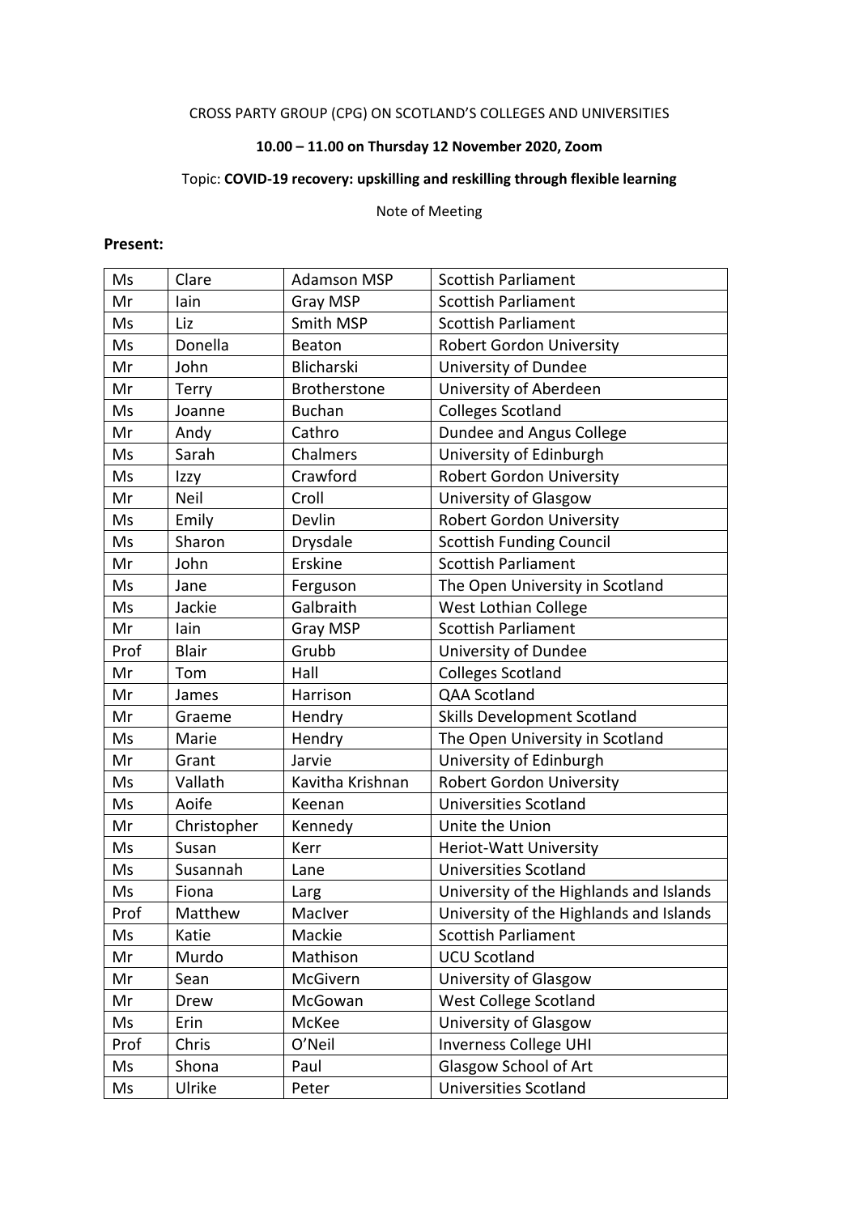CROSS PARTY GROUP (CPG) ON SCOTLAND'S COLLEGES AND UNIVERSITIES

**10.00 – 11.00 on Thursday 12 November 2020, Zoom**

Topic: **COVID-19 recovery: upskilling and reskilling through flexible learning**

Note of Meeting

**Present:**

| | | | |
|---|---|---|---|
| Ms | Clare | Adamson MSP | Scottish Parliament |
| Mr | Iain | Gray MSP | Scottish Parliament |
| Ms | Liz | Smith MSP | Scottish Parliament |
| Ms | Donella | Beaton | Robert Gordon University |
| Mr | John | Blicharski | University of Dundee |
| Mr | Terry | Brotherstone | University of Aberdeen |
| Ms | Joanne | Buchan | Colleges Scotland |
| Mr | Andy | Cathro | Dundee and Angus College |
| Ms | Sarah | Chalmers | University of Edinburgh |
| Ms | Izzy | Crawford | Robert Gordon University |
| Mr | Neil | Croll | University of Glasgow |
| Ms | Emily | Devlin | Robert Gordon University |
| Ms | Sharon | Drysdale | Scottish Funding Council |
| Mr | John | Erskine | Scottish Parliament |
| Ms | Jane | Ferguson | The Open University in Scotland |
| Ms | Jackie | Galbraith | West Lothian College |
| Mr | Iain | Gray MSP | Scottish Parliament |
| Prof | Blair | Grubb | University of Dundee |
| Mr | Tom | Hall | Colleges Scotland |
| Mr | James | Harrison | QAA Scotland |
| Mr | Graeme | Hendry | Skills Development Scotland |
| Ms | Marie | Hendry | The Open University in Scotland |
| Mr | Grant | Jarvie | University of Edinburgh |
| Ms | Vallath | Kavitha Krishnan | Robert Gordon University |
| Ms | Aoife | Keenan | Universities Scotland |
| Mr | Christopher | Kennedy | Unite the Union |
| Ms | Susan | Kerr | Heriot-Watt University |
| Ms | Susannah | Lane | Universities Scotland |
| Ms | Fiona | Larg | University of the Highlands and Islands |
| Prof | Matthew | MacIver | University of the Highlands and Islands |
| Ms | Katie | Mackie | Scottish Parliament |
| Mr | Murdo | Mathison | UCU Scotland |
| Mr | Sean | McGivern | University of Glasgow |
| Mr | Drew | McGowan | West College Scotland |
| Ms | Erin | McKee | University of Glasgow |
| Prof | Chris | O'Neil | Inverness College UHI |
| Ms | Shona | Paul | Glasgow School of Art |
| Ms | Ulrike | Peter | Universities Scotland |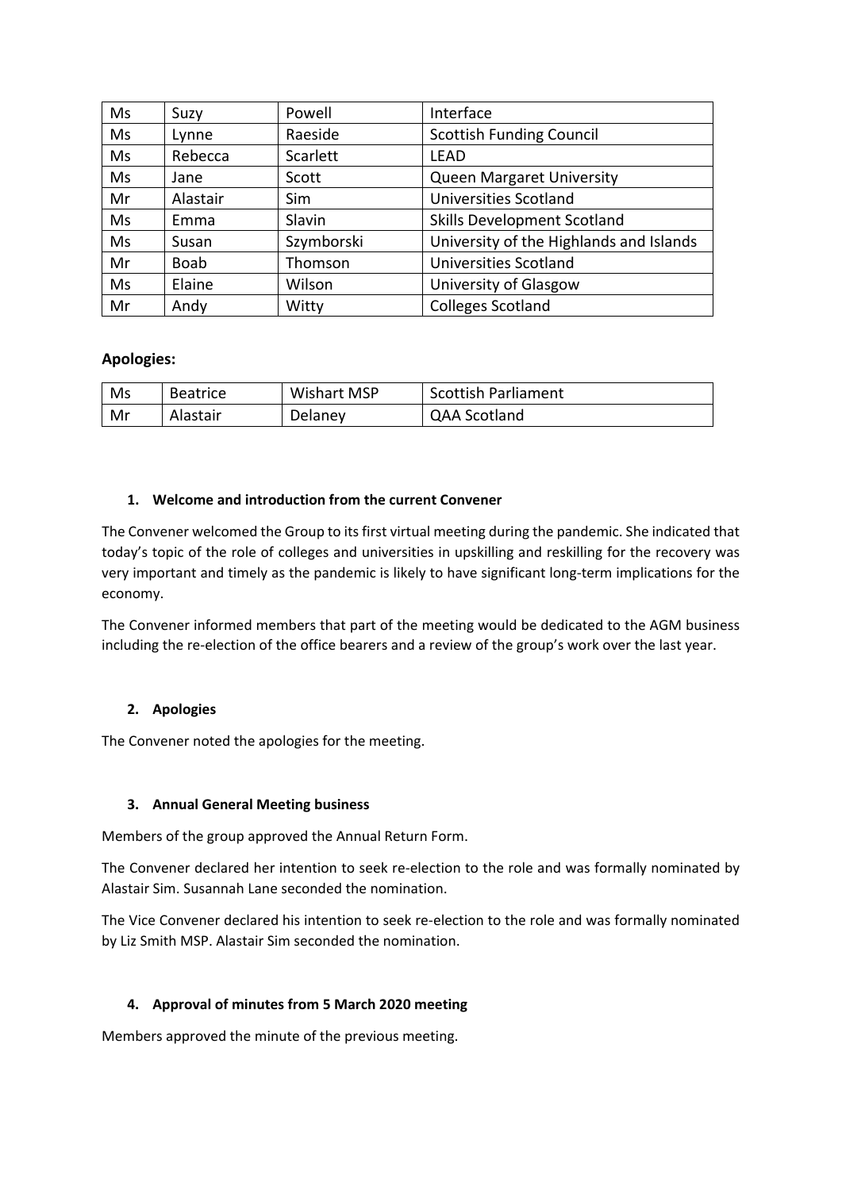| Ms | Suzy | Powell | Interface |
|---|---|---|---|
| Ms | Lynne | Raeside | Scottish Funding Council |
| Ms | Rebecca | Scarlett | LEAD |
| Ms | Jane | Scott | Queen Margaret University |
| Mr | Alastair | Sim | Universities Scotland |
| Ms | Emma | Slavin | Skills Development Scotland |
| Ms | Susan | Szymborski | University of the Highlands and Islands |
| Mr | Boab | Thomson | Universities Scotland |
| Ms | Elaine | Wilson | University of Glasgow |
| Mr | Andy | Witty | Colleges Scotland |

**Apologies:**

| Ms | Beatrice | Wishart MSP | Scottish Parliament |
|---|---|---|---|
| Mr | Alastair | Delaney | QAA Scotland |

**1. Welcome and introduction from the current Convener**

The Convener welcomed the Group to its first virtual meeting during the pandemic. She indicated that today's topic of the role of colleges and universities in upskilling and reskilling for the recovery was very important and timely as the pandemic is likely to have significant long-term implications for the economy.

The Convener informed members that part of the meeting would be dedicated to the AGM business including the re-election of the office bearers and a review of the group's work over the last year.

**2. Apologies**

The Convener noted the apologies for the meeting.

**3. Annual General Meeting business**

Members of the group approved the Annual Return Form.

The Convener declared her intention to seek re-election to the role and was formally nominated by Alastair Sim. Susannah Lane seconded the nomination.

The Vice Convener declared his intention to seek re-election to the role and was formally nominated by Liz Smith MSP. Alastair Sim seconded the nomination.

**4. Approval of minutes from 5 March 2020 meeting**

Members approved the minute of the previous meeting.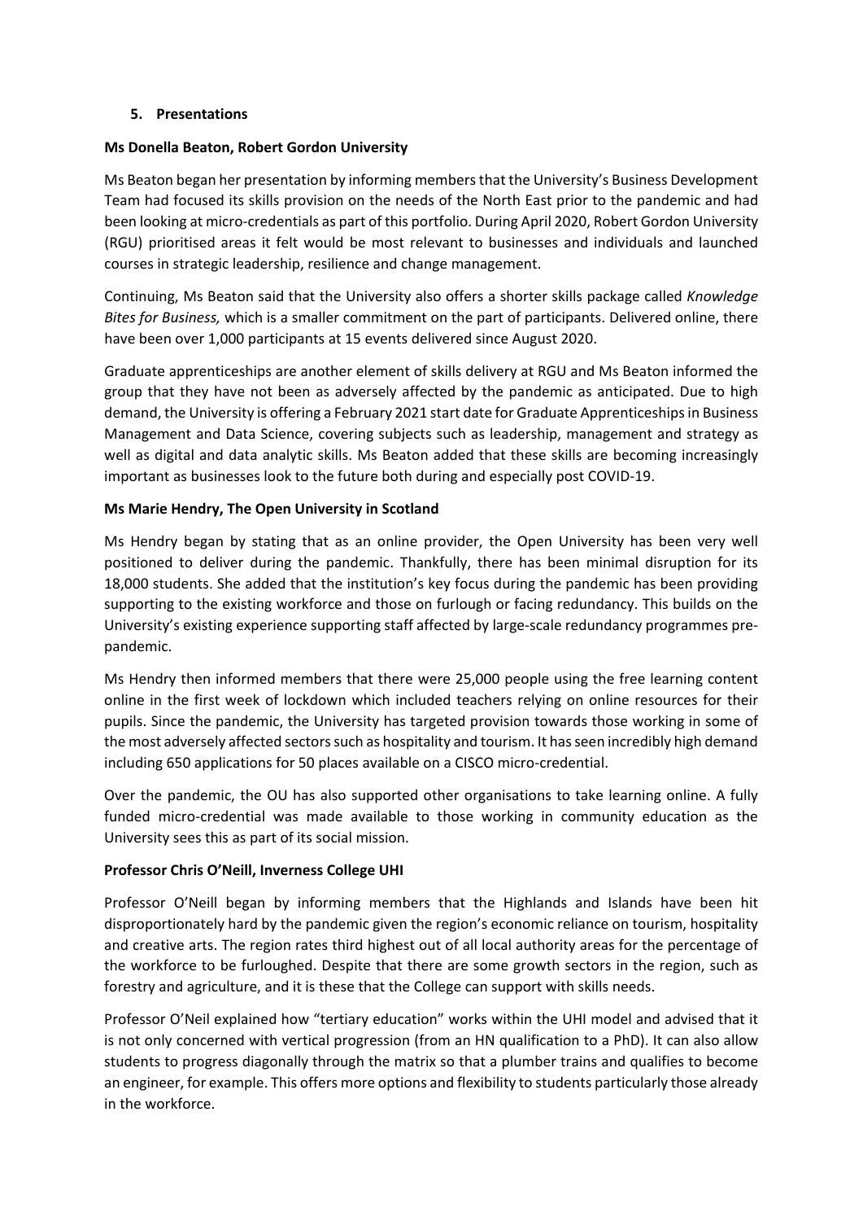## 5. Presentations

**Ms Donella Beaton, Robert Gordon University**

Ms Beaton began her presentation by informing members that the University's Business Development Team had focused its skills provision on the needs of the North East prior to the pandemic and had been looking at micro-credentials as part of this portfolio. During April 2020, Robert Gordon University (RGU) prioritised areas it felt would be most relevant to businesses and individuals and launched courses in strategic leadership, resilience and change management.

Continuing, Ms Beaton said that the University also offers a shorter skills package called *Knowledge Bites for Business,* which is a smaller commitment on the part of participants. Delivered online, there have been over 1,000 participants at 15 events delivered since August 2020.

Graduate apprenticeships are another element of skills delivery at RGU and Ms Beaton informed the group that they have not been as adversely affected by the pandemic as anticipated. Due to high demand, the University is offering a February 2021 start date for Graduate Apprenticeships in Business Management and Data Science, covering subjects such as leadership, management and strategy as well as digital and data analytic skills. Ms Beaton added that these skills are becoming increasingly important as businesses look to the future both during and especially post COVID-19.

**Ms Marie Hendry, The Open University in Scotland**

Ms Hendry began by stating that as an online provider, the Open University has been very well positioned to deliver during the pandemic. Thankfully, there has been minimal disruption for its 18,000 students. She added that the institution's key focus during the pandemic has been providing supporting to the existing workforce and those on furlough or facing redundancy. This builds on the University's existing experience supporting staff affected by large-scale redundancy programmes pre-pandemic.

Ms Hendry then informed members that there were 25,000 people using the free learning content online in the first week of lockdown which included teachers relying on online resources for their pupils. Since the pandemic, the University has targeted provision towards those working in some of the most adversely affected sectors such as hospitality and tourism. It has seen incredibly high demand including 650 applications for 50 places available on a CISCO micro-credential.

Over the pandemic, the OU has also supported other organisations to take learning online. A fully funded micro-credential was made available to those working in community education as the University sees this as part of its social mission.

**Professor Chris O'Neill, Inverness College UHI**

Professor O'Neill began by informing members that the Highlands and Islands have been hit disproportionately hard by the pandemic given the region's economic reliance on tourism, hospitality and creative arts. The region rates third highest out of all local authority areas for the percentage of the workforce to be furloughed. Despite that there are some growth sectors in the region, such as forestry and agriculture, and it is these that the College can support with skills needs.

Professor O'Neil explained how "tertiary education" works within the UHI model and advised that it is not only concerned with vertical progression (from an HN qualification to a PhD). It can also allow students to progress diagonally through the matrix so that a plumber trains and qualifies to become an engineer, for example. This offers more options and flexibility to students particularly those already in the workforce.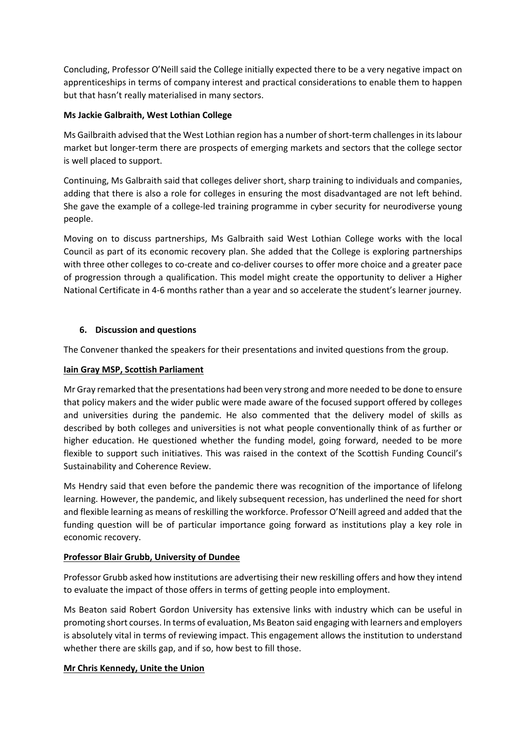Concluding, Professor O'Neill said the College initially expected there to be a very negative impact on apprenticeships in terms of company interest and practical considerations to enable them to happen but that hasn't really materialised in many sectors.

**Ms Jackie Galbraith, West Lothian College**

Ms Gailbraith advised that the West Lothian region has a number of short-term challenges in its labour market but longer-term there are prospects of emerging markets and sectors that the college sector is well placed to support.

Continuing, Ms Galbraith said that colleges deliver short, sharp training to individuals and companies, adding that there is also a role for colleges in ensuring the most disadvantaged are not left behind. She gave the example of a college-led training programme in cyber security for neurodiverse young people.

Moving on to discuss partnerships, Ms Galbraith said West Lothian College works with the local Council as part of its economic recovery plan. She added that the College is exploring partnerships with three other colleges to co-create and co-deliver courses to offer more choice and a greater pace of progression through a qualification. This model might create the opportunity to deliver a Higher National Certificate in 4-6 months rather than a year and so accelerate the student's learner journey.

## 6. Discussion and questions

The Convener thanked the speakers for their presentations and invited questions from the group.

**Iain Gray MSP, Scottish Parliament**

Mr Gray remarked that the presentations had been very strong and more needed to be done to ensure that policy makers and the wider public were made aware of the focused support offered by colleges and universities during the pandemic. He also commented that the delivery model of skills as described by both colleges and universities is not what people conventionally think of as further or higher education. He questioned whether the funding model, going forward, needed to be more flexible to support such initiatives. This was raised in the context of the Scottish Funding Council's Sustainability and Coherence Review.

Ms Hendry said that even before the pandemic there was recognition of the importance of lifelong learning. However, the pandemic, and likely subsequent recession, has underlined the need for short and flexible learning as means of reskilling the workforce. Professor O'Neill agreed and added that the funding question will be of particular importance going forward as institutions play a key role in economic recovery.

**Professor Blair Grubb, University of Dundee**

Professor Grubb asked how institutions are advertising their new reskilling offers and how they intend to evaluate the impact of those offers in terms of getting people into employment.

Ms Beaton said Robert Gordon University has extensive links with industry which can be useful in promoting short courses. In terms of evaluation, Ms Beaton said engaging with learners and employers is absolutely vital in terms of reviewing impact. This engagement allows the institution to understand whether there are skills gap, and if so, how best to fill those.

**Mr Chris Kennedy, Unite the Union**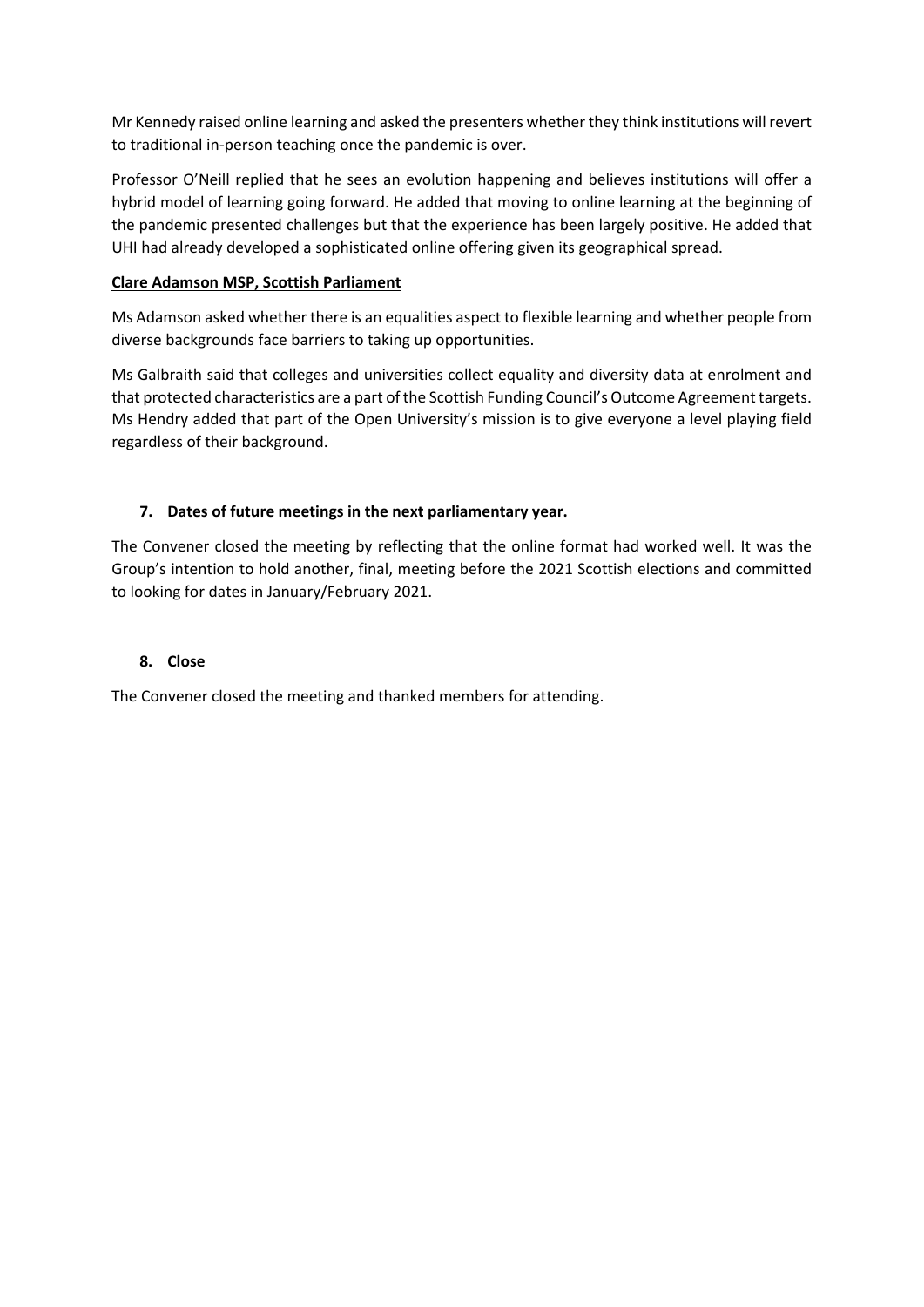Mr Kennedy raised online learning and asked the presenters whether they think institutions will revert to traditional in-person teaching once the pandemic is over.

Professor O'Neill replied that he sees an evolution happening and believes institutions will offer a hybrid model of learning going forward. He added that moving to online learning at the beginning of the pandemic presented challenges but that the experience has been largely positive. He added that UHI had already developed a sophisticated online offering given its geographical spread.

**Clare Adamson MSP, Scottish Parliament**

Ms Adamson asked whether there is an equalities aspect to flexible learning and whether people from diverse backgrounds face barriers to taking up opportunities.

Ms Galbraith said that colleges and universities collect equality and diversity data at enrolment and that protected characteristics are a part of the Scottish Funding Council's Outcome Agreement targets. Ms Hendry added that part of the Open University's mission is to give everyone a level playing field regardless of their background.

### 7. Dates of future meetings in the next parliamentary year.

The Convener closed the meeting by reflecting that the online format had worked well. It was the Group's intention to hold another, final, meeting before the 2021 Scottish elections and committed to looking for dates in January/February 2021.

### 8. Close

The Convener closed the meeting and thanked members for attending.